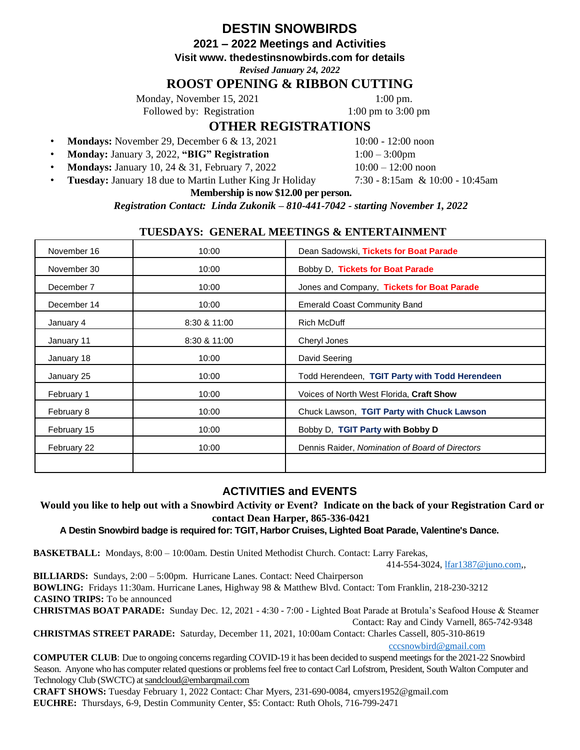# DESTIN SNOWBIRDS

## 2021 – 2022 Meetings and Activities

**Visit www. thedestinsnowbirds.com for details**

*Revised January 24, 2022*

## ROOST OPENING & RIBBON CUTTING

Monday, November 15, 2021 — 1:00 pm.

Followed by: Registration — 1:00 pm to 3:00 pm

## OTHER REGISTRATIONS

- **Mondays:** November 29, December 6 & 13, 2021 — 10:00 - 12:00 noon
- **Monday:** January 3, 2022, **"BIG" Registration** — 1:00 – 3:00pm
- **Mondays:** January 10, 24 & 31, February 7, 2022 — 10:00 – 12:00 noon
- **Tuesday:** January 18 due to Martin Luther King Jr Holiday — 7:30 - 8:15am & 10:00 - 10:45am

**Membership is now $12.00 per person.**

*Registration Contact: Linda Zukonik – 810-441-7042 - starting November 1, 2022*

## TUESDAYS: GENERAL MEETINGS & ENTERTAINMENT

| Date | Time | Entertainment |
|---|---|---|
| November 16 | 10:00 | Dean Sadowski, **Tickets for Boat Parade** |
| November 30 | 10:00 | Bobby D, **Tickets for Boat Parade** |
| December 7 | 10:00 | Jones and Company, **Tickets for Boat Parade** |
| December 14 | 10:00 | Emerald Coast Community Band |
| January 4 | 8:30 & 11:00 | Rich McDuff |
| January 11 | 8:30 & 11:00 | Cheryl Jones |
| January 18 | 10:00 | David Seering |
| January 25 | 10:00 | Todd Herendeen, **TGIT Party with Todd Herendeen** |
| February 1 | 10:00 | Voices of North West Florida, **Craft Show** |
| February 8 | 10:00 | Chuck Lawson, **TGIT Party with Chuck Lawson** |
| February 15 | 10:00 | Bobby D, **TGIT Party with Bobby D** |
| February 22 | 10:00 | Dennis Raider, *Nomination of Board of Directors* |
| | | |

## ACTIVITIES and EVENTS

**Would you like to help out with a Snowbird Activity or Event? Indicate on the back of your Registration Card or contact Dean Harper, 865-336-0421**

**A Destin Snowbird badge is required for: TGIT, Harbor Cruises, Lighted Boat Parade, Valentine's Dance.**

**BASKETBALL:** Mondays, 8:00 – 10:00am. Destin United Methodist Church. Contact: Larry Farekas, 414-554-3024, lfar1387@juno.com,,

**BILLIARDS:** Sundays, 2:00 – 5:00pm. Hurricane Lanes. Contact: Need Chairperson

**BOWLING:** Fridays 11:30am. Hurricane Lanes, Highway 98 & Matthew Blvd. Contact: Tom Franklin, 218-230-3212

**CASINO TRIPS:** To be announced

**CHRISTMAS BOAT PARADE:** Sunday Dec. 12, 2021 - 4:30 - 7:00 - Lighted Boat Parade at Brotula's Seafood House & Steamer Contact: Ray and Cindy Varnell, 865-742-9348

**CHRISTMAS STREET PARADE:** Saturday, December 11, 2021, 10:00am Contact: Charles Cassell, 805-310-8619 cccsnowbird@gmail.com

**COMPUTER CLUB**: Due to ongoing concerns regarding COVID-19 it has been decided to suspend meetings for the 2021-22 Snowbird Season. Anyone who has computer related questions or problems feel free to contact Carl Lofstrom, President, South Walton Computer and Technology Club (SWCTC) at sandcloud@embarqmail.com

**CRAFT SHOWS:** Tuesday February 1, 2022 Contact: Char Myers, 231-690-0084, cmyers1952@gmail.com

**EUCHRE:** Thursdays, 6-9, Destin Community Center, $5: Contact: Ruth Ohols, 716-799-2471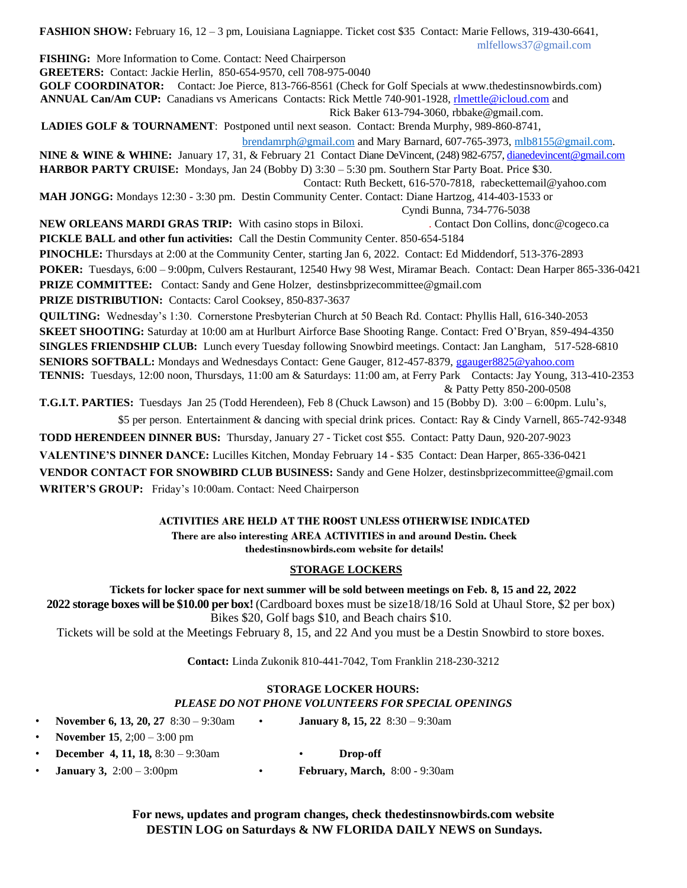**FASHION SHOW:** February 16, 12 – 3 pm, Louisiana Lagniappe. Ticket cost $35 Contact: Marie Fellows, 319-430-6641, mlfellows37@gmail.com

**FISHING:** More Information to Come. Contact: Need Chairperson

**GREETERS:** Contact: Jackie Herlin, 850-654-9570, cell 708-975-0040

**GOLF COORDINATOR:** Contact: Joe Pierce, 813-766-8561 (Check for Golf Specials at www.thedestinsnowbirds.com)

**ANNUAL Can/Am CUP:** Canadians vs Americans Contacts: Rick Mettle 740-901-1928, rlmettle@icloud.com and Rick Baker 613-794-3060, rbbake@gmail.com.

**LADIES GOLF & TOURNAMENT**: Postponed until next season. Contact: Brenda Murphy, 989-860-8741, brendamrph@gmail.com and Mary Barnard, 607-765-3973, mlb8155@gmail.com.

**NINE & WINE & WHINE:** January 17, 31, & February 21 Contact Diane DeVincent, (248) 982-6757, dianedevincent@gmail.com

**HARBOR PARTY CRUISE:** Mondays, Jan 24 (Bobby D) 3:30 – 5:30 pm. Southern Star Party Boat. Price $30. Contact: Ruth Beckett, 616-570-7818, rabeckettemail@yahoo.com

**MAH JONGG:** Mondays 12:30 - 3:30 pm. Destin Community Center. Contact: Diane Hartzog, 414-403-1533 or Cyndi Bunna, 734-776-5038

**NEW ORLEANS MARDI GRAS TRIP:** With casino stops in Biloxi. . Contact Don Collins, donc@cogeco.ca

**PICKLE BALL and other fun activities:** Call the Destin Community Center. 850-654-5184

**PINOCHLE:** Thursdays at 2:00 at the Community Center, starting Jan 6, 2022. Contact: Ed Middendorf, 513-376-2893

**POKER:** Tuesdays, 6:00 – 9:00pm, Culvers Restaurant, 12540 Hwy 98 West, Miramar Beach. Contact: Dean Harper 865-336-0421

**PRIZE COMMITTEE:** Contact: Sandy and Gene Holzer, destinsbprizecommittee@gmail.com

**PRIZE DISTRIBUTION:** Contacts: Carol Cooksey, 850-837-3637

**QUILTING:** Wednesday's 1:30. Cornerstone Presbyterian Church at 50 Beach Rd. Contact: Phyllis Hall, 616-340-2053

**SKEET SHOOTING:** Saturday at 10:00 am at Hurlburt Airforce Base Shooting Range. Contact: Fred O'Bryan, 859-494-4350

**SINGLES FRIENDSHIP CLUB:** Lunch every Tuesday following Snowbird meetings. Contact: Jan Langham, 517-528-6810

**SENIORS SOFTBALL:** Mondays and Wednesdays Contact: Gene Gauger, 812-457-8379, ggauger8825@yahoo.com

**TENNIS:** Tuesdays, 12:00 noon, Thursdays, 11:00 am & Saturdays: 11:00 am, at Ferry Park Contacts: Jay Young, 313-410-2353 & Patty Petty 850-200-0508

**T.G.I.T. PARTIES:** Tuesdays Jan 25 (Todd Herendeen), Feb 8 (Chuck Lawson) and 15 (Bobby D). 3:00 – 6:00pm. Lulu's, $5 per person. Entertainment & dancing with special drink prices. Contact: Ray & Cindy Varnell, 865-742-9348

**TODD HERENDEEN DINNER BUS:** Thursday, January 27 - Ticket cost $55. Contact: Patty Daun, 920-207-9023

**VALENTINE'S DINNER DANCE:** Lucilles Kitchen, Monday February 14 - $35 Contact: Dean Harper, 865-336-0421

**VENDOR CONTACT FOR SNOWBIRD CLUB BUSINESS:** Sandy and Gene Holzer, destinsbprizecommittee@gmail.com

**WRITER'S GROUP:** Friday's 10:00am. Contact: Need Chairperson

**ACTIVITIES ARE HELD AT THE ROOST UNLESS OTHERWISE INDICATED**

**There are also interesting AREA ACTIVITIES in and around Destin. Check thedestinsnowbirds.com website for details!**

## STORAGE LOCKERS

**Tickets for locker space for next summer will be sold between meetings on Feb. 8, 15 and 22, 2022**

**2022 storage boxes will be $10.00 per box!** (Cardboard boxes must be size18/18/16 Sold at Uhaul Store, $2 per box) Bikes $20, Golf bags $10, and Beach chairs $10.

Tickets will be sold at the Meetings February 8, 15, and 22 And you must be a Destin Snowbird to store boxes.

**Contact:** Linda Zukonik 810-441-7042, Tom Franklin 218-230-3212

**STORAGE LOCKER HOURS:**

***PLEASE DO NOT PHONE VOLUNTEERS FOR SPECIAL OPENINGS***

- **November 6, 13, 20, 27** 8:30 – 9:30am
- **November 15**, 2;00 – 3:00 pm
- **December 4, 11, 18,** 8:30 – 9:30am
- **January 3,** 2:00 – 3:00pm
- **January 8, 15, 22** 8:30 – 9:30am
- **Drop-off**
- **February, March,** 8:00 - 9:30am

**For news, updates and program changes, check thedestinsnowbirds.com website DESTIN LOG on Saturdays & NW FLORIDA DAILY NEWS on Sundays.**